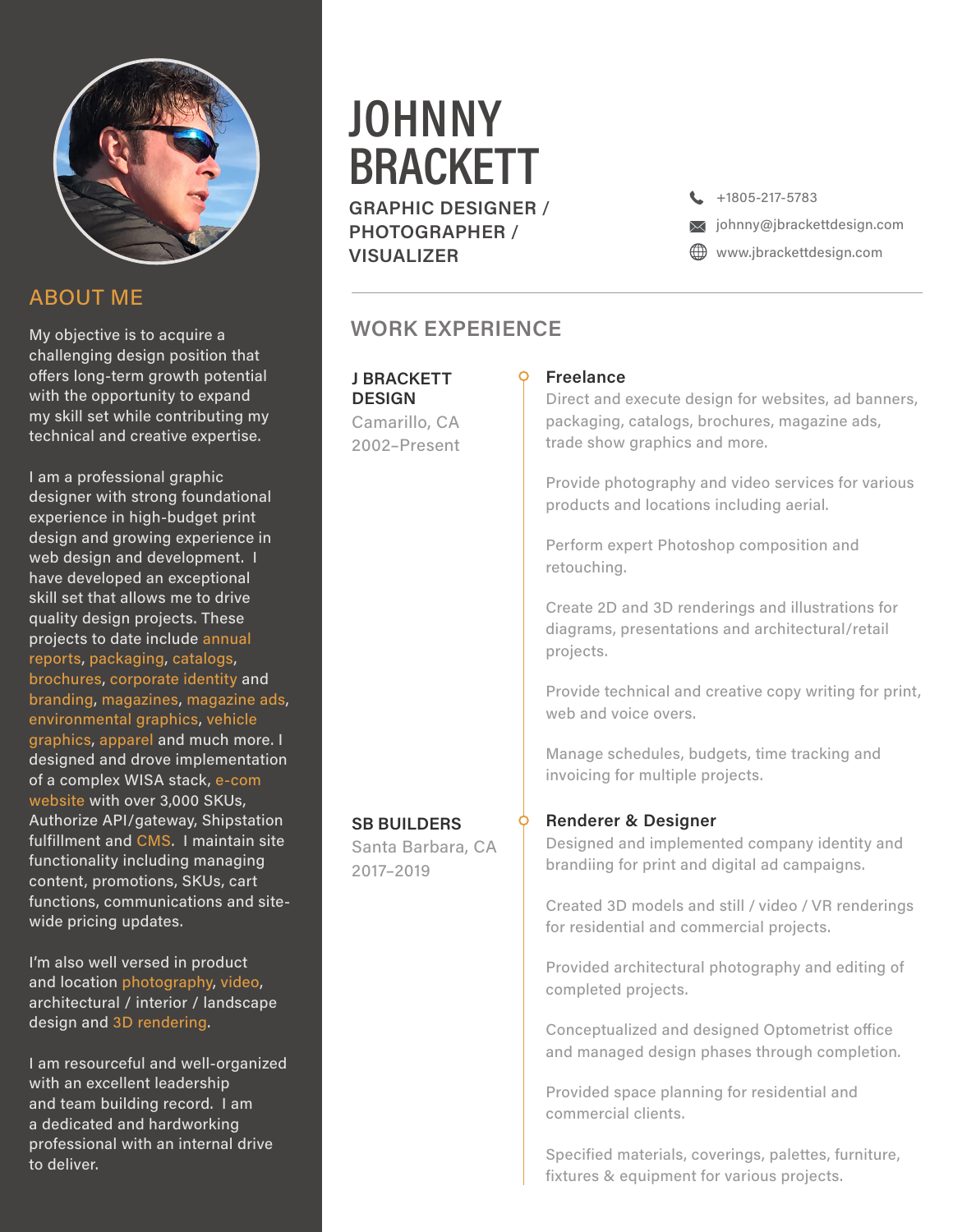# JOHNNY BRACKETT

**GRAPHIC DESIGNER / PHOTOGRAPHER / VISUALIZER**

+1805-217-5783
johnny@jbrackettdesign.com
www.jbrackettdesign.com

## ABOUT ME

My objective is to acquire a challenging design position that offers long-term growth potential with the opportunity to expand my skill set while contributing my technical and creative expertise.

I am a professional graphic designer with strong foundational experience in high-budget print design and growing experience in web design and development. I have developed an exceptional skill set that allows me to drive quality design projects. These projects to date include annual reports, packaging, catalogs, brochures, corporate identity and branding, magazines, magazine ads, environmental graphics, vehicle graphics, apparel and much more. I designed and drove implementation of a complex WISA stack, e-com website with over 3,000 SKUs, Authorize API/gateway, Shipstation fulfillment and CMS. I maintain site functionality including managing content, promotions, SKUs, cart functions, communications and site-wide pricing updates.

I'm also well versed in product and location photography, video, architectural / interior / landscape design and 3D rendering.

I am resourceful and well-organized with an excellent leadership and team building record. I am a dedicated and hardworking professional with an internal drive to deliver.

## WORK EXPERIENCE

### J BRACKETT DESIGN
Camarillo, CA
2002–Present

**Freelance**

Direct and execute design for websites, ad banners, packaging, catalogs, brochures, magazine ads, trade show graphics and more.

Provide photography and video services for various products and locations including aerial.

Perform expert Photoshop composition and retouching.

Create 2D and 3D renderings and illustrations for diagrams, presentations and architectural/retail projects.

Provide technical and creative copy writing for print, web and voice overs.

Manage schedules, budgets, time tracking and invoicing for multiple projects.

### SB BUILDERS
Santa Barbara, CA
2017–2019

**Renderer & Designer**

Designed and implemented company identity and brandiing for print and digital ad campaigns.

Created 3D models and still / video / VR renderings for residential and commercial projects.

Provided architectural photography and editing of completed projects.

Conceptualized and designed Optometrist office and managed design phases through completion.

Provided space planning for residential and commercial clients.

Specified materials, coverings, palettes, furniture, fixtures & equipment for various projects.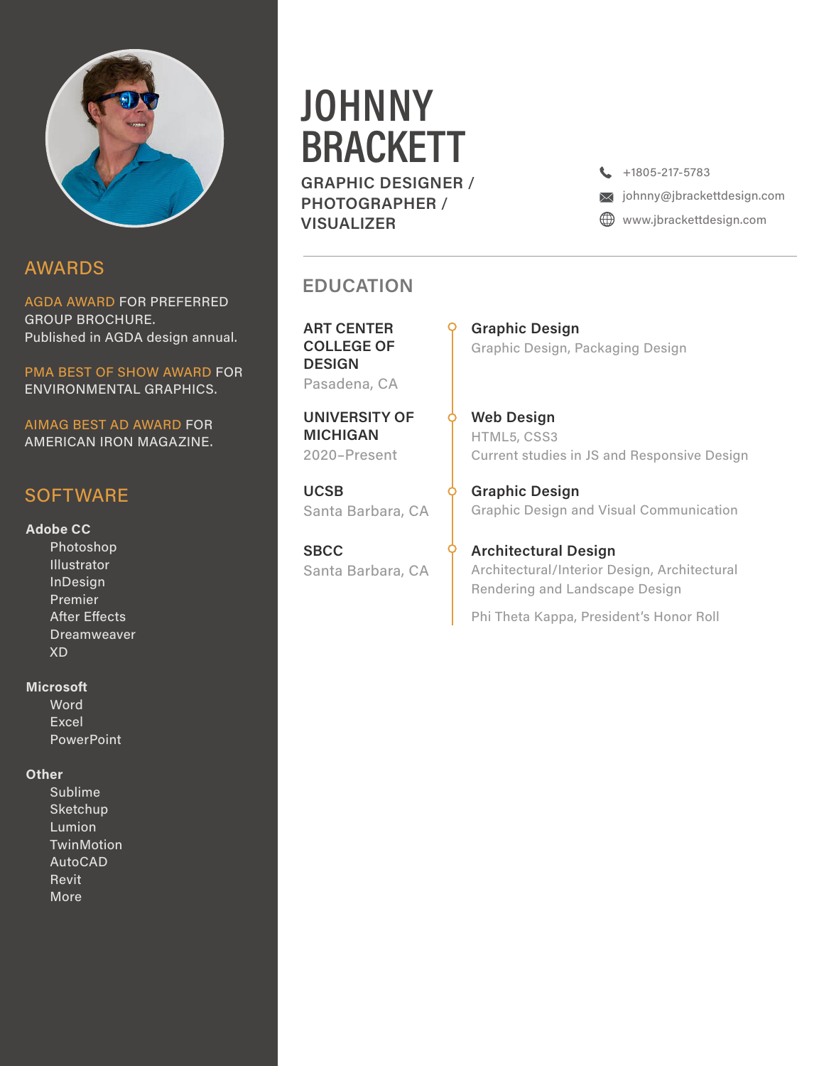# JOHNNY BRACKETT

**GRAPHIC DESIGNER / PHOTOGRAPHER / VISUALIZER**

+1805-217-5783
johnny@jbrackettdesign.com
www.jbrackettdesign.com

## AWARDS

AGDA AWARD FOR PREFERRED GROUP BROCHURE.
Published in AGDA design annual.

PMA BEST OF SHOW AWARD FOR ENVIRONMENTAL GRAPHICS.

AIMAG BEST AD AWARD FOR AMERICAN IRON MAGAZINE.

## SOFTWARE

**Adobe CC**

- Photoshop
- Illustrator
- InDesign
- Premier
- After Effects
- Dreamweaver
- XD

**Microsoft**

- Word
- Excel
- PowerPoint

**Other**

- Sublime
- Sketchup
- Lumion
- TwinMotion
- AutoCAD
- Revit
- More

## EDUCATION

**ART CENTER COLLEGE OF DESIGN**
Pasadena, CA

**Graphic Design**
Graphic Design, Packaging Design

**UNIVERSITY OF MICHIGAN**
2020–Present

**Web Design**
HTML5, CSS3
Current studies in JS and Responsive Design

**UCSB**
Santa Barbara, CA

**Graphic Design**
Graphic Design and Visual Communication

**SBCC**
Santa Barbara, CA

**Architectural Design**
Architectural/Interior Design, Architectural Rendering and Landscape Design

Phi Theta Kappa, President's Honor Roll